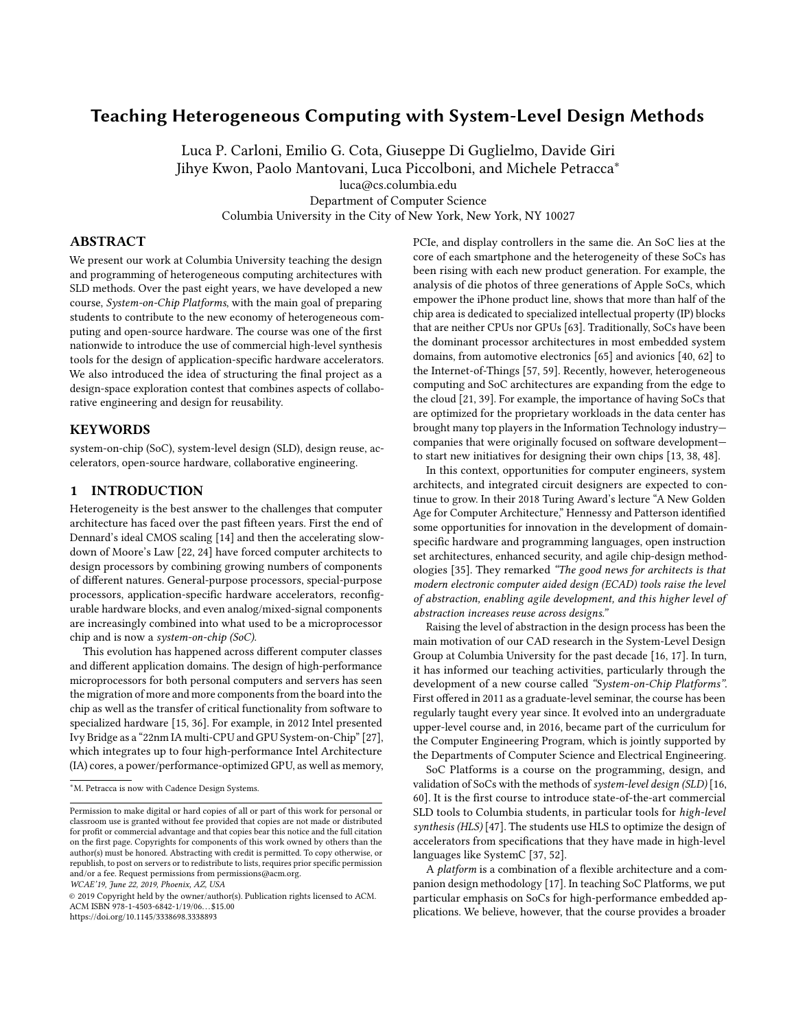# Teaching Heterogeneous Computing with System-Level Design Methods

Luca P. Carloni, Emilio G. Cota, Giuseppe Di Guglielmo, Davide Giri
Jihye Kwon, Paolo Mantovani, Luca Piccolboni, and Michele Petracca*
luca@cs.columbia.edu
Department of Computer Science
Columbia University in the City of New York, New York, NY 10027

## ABSTRACT

We present our work at Columbia University teaching the design and programming of heterogeneous computing architectures with SLD methods. Over the past eight years, we have developed a new course, *System-on-Chip Platforms*, with the main goal of preparing students to contribute to the new economy of heterogeneous computing and open-source hardware. The course was one of the first nationwide to introduce the use of commercial high-level synthesis tools for the design of application-specific hardware accelerators. We also introduced the idea of structuring the final project as a design-space exploration contest that combines aspects of collaborative engineering and design for reusability.

## KEYWORDS

system-on-chip (SoC), system-level design (SLD), design reuse, accelerators, open-source hardware, collaborative engineering.

## 1 INTRODUCTION

Heterogeneity is the best answer to the challenges that computer architecture has faced over the past fifteen years. First the end of Dennard's ideal CMOS scaling [14] and then the accelerating slowdown of Moore's Law [22, 24] have forced computer architects to design processors by combining growing numbers of components of different natures. General-purpose processors, special-purpose processors, application-specific hardware accelerators, reconfigurable hardware blocks, and even analog/mixed-signal components are increasingly combined into what used to be a microprocessor chip and is now a *system-on-chip (SoC)*.

This evolution has happened across different computer classes and different application domains. The design of high-performance microprocessors for both personal computers and servers has seen the migration of more and more components from the board into the chip as well as the transfer of critical functionality from software to specialized hardware [15, 36]. For example, in 2012 Intel presented Ivy Bridge as a "22nm IA multi-CPU and GPU System-on-Chip" [27], which integrates up to four high-performance Intel Architecture (IA) cores, a power/performance-optimized GPU, as well as memory, PCIe, and display controllers in the same die. An SoC lies at the core of each smartphone and the heterogeneity of these SoCs has been rising with each new product generation. For example, the analysis of die photos of three generations of Apple SoCs, which empower the iPhone product line, shows that more than half of the chip area is dedicated to specialized intellectual property (IP) blocks that are neither CPUs nor GPUs [63]. Traditionally, SoCs have been the dominant processor architectures in most embedded system domains, from automotive electronics [65] and avionics [40, 62] to the Internet-of-Things [57, 59]. Recently, however, heterogeneous computing and SoC architectures are expanding from the edge to the cloud [21, 39]. For example, the importance of having SoCs that are optimized for the proprietary workloads in the data center has brought many top players in the Information Technology industry—companies that were originally focused on software development—to start new initiatives for designing their own chips [13, 38, 48].

In this context, opportunities for computer engineers, system architects, and integrated circuit designers are expected to continue to grow. In their 2018 Turing Award's lecture "A New Golden Age for Computer Architecture," Hennessy and Patterson identified some opportunities for innovation in the development of domain-specific hardware and programming languages, open instruction set architectures, enhanced security, and agile chip-design methodologies [35]. They remarked *"The good news for architects is that modern electronic computer aided design (ECAD) tools raise the level of abstraction, enabling agile development, and this higher level of abstraction increases reuse across designs."*

Raising the level of abstraction in the design process has been the main motivation of our CAD research in the System-Level Design Group at Columbia University for the past decade [16, 17]. In turn, it has informed our teaching activities, particularly through the development of a new course called *"System-on-Chip Platforms"*. First offered in 2011 as a graduate-level seminar, the course has been regularly taught every year since. It evolved into an undergraduate upper-level course and, in 2016, became part of the curriculum for the Computer Engineering Program, which is jointly supported by the Departments of Computer Science and Electrical Engineering.

SoC Platforms is a course on the programming, design, and validation of SoCs with the methods of *system-level design (SLD)* [16, 60]. It is the first course to introduce state-of-the-art commercial SLD tools to Columbia students, in particular tools for *high-level synthesis (HLS)* [47]. The students use HLS to optimize the design of accelerators from specifications that they have made in high-level languages like SystemC [37, 52].

A *platform* is a combination of a flexible architecture and a companion design methodology [17]. In teaching SoC Platforms, we put particular emphasis on SoCs for high-performance embedded applications. We believe, however, that the course provides a broader

*M. Petracca is now with Cadence Design Systems.

Permission to make digital or hard copies of all or part of this work for personal or classroom use is granted without fee provided that copies are not made or distributed for profit or commercial advantage and that copies bear this notice and the full citation on the first page. Copyrights for components of this work owned by others than the author(s) must be honored. Abstracting with credit is permitted. To copy otherwise, or republish, to post on servers or to redistribute to lists, requires prior specific permission and/or a fee. Request permissions from permissions@acm.org.
*WCAE'19, June 22, 2019, Phoenix, AZ, USA*
© 2019 Copyright held by the owner/author(s). Publication rights licensed to ACM.
ACM ISBN 978-1-4503-6842-1/19/06...$15.00
https://doi.org/10.1145/3338698.3338893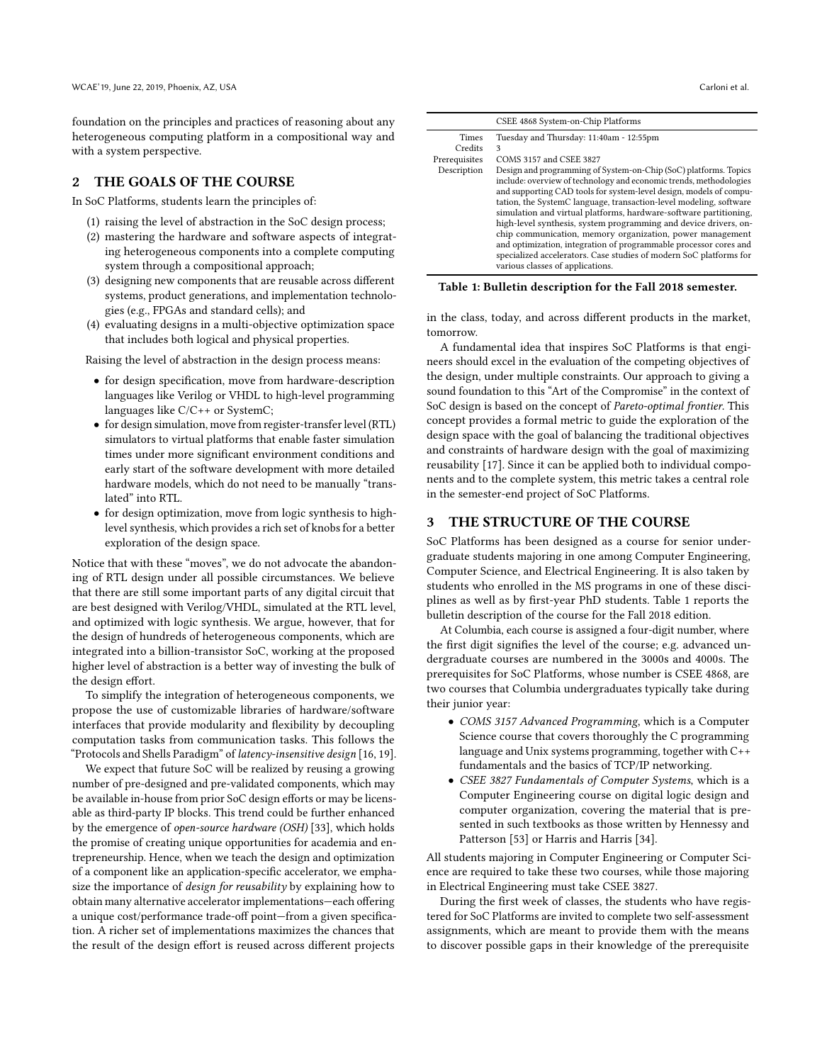foundation on the principles and practices of reasoning about any heterogeneous computing platform in a compositional way and with a system perspective.

## 2 THE GOALS OF THE COURSE

In SoC Platforms, students learn the principles of:

1. raising the level of abstraction in the SoC design process;
2. mastering the hardware and software aspects of integrating heterogeneous components into a complete computing system through a compositional approach;
3. designing new components that are reusable across different systems, product generations, and implementation technologies (e.g., FPGAs and standard cells); and
4. evaluating designs in a multi-objective optimization space that includes both logical and physical properties.

Raising the level of abstraction in the design process means:

- for design specification, move from hardware-description languages like Verilog or VHDL to high-level programming languages like C/C++ or SystemC;
- for design simulation, move from register-transfer level (RTL) simulators to virtual platforms that enable faster simulation times under more significant environment conditions and early start of the software development with more detailed hardware models, which do not need to be manually "translated" into RTL.
- for design optimization, move from logic synthesis to high-level synthesis, which provides a rich set of knobs for a better exploration of the design space.

Notice that with these "moves", we do not advocate the abandoning of RTL design under all possible circumstances. We believe that there are still some important parts of any digital circuit that are best designed with Verilog/VHDL, simulated at the RTL level, and optimized with logic synthesis. We argue, however, that for the design of hundreds of heterogeneous components, which are integrated into a billion-transistor SoC, working at the proposed higher level of abstraction is a better way of investing the bulk of the design effort.

To simplify the integration of heterogeneous components, we propose the use of customizable libraries of hardware/software interfaces that provide modularity and flexibility by decoupling computation tasks from communication tasks. This follows the "Protocols and Shells Paradigm" of *latency-insensitive design* [16, 19].

We expect that future SoC will be realized by reusing a growing number of pre-designed and pre-validated components, which may be available in-house from prior SoC design efforts or may be licensable as third-party IP blocks. This trend could be further enhanced by the emergence of *open-source hardware (OSH)* [33], which holds the promise of creating unique opportunities for academia and entrepreneurship. Hence, when we teach the design and optimization of a component like an application-specific accelerator, we emphasize the importance of *design for reusability* by explaining how to obtain many alternative accelerator implementations—each offering a unique cost/performance trade-off point—from a given specification. A richer set of implementations maximizes the chances that the result of the design effort is reused across different projects in the class, today, and across different products in the market, tomorrow.

| | CSEE 4868 System-on-Chip Platforms |
|---|---|
| Times | Tuesday and Thursday: 11:40am - 12:55pm |
| Credits | 3 |
| Prerequisites | COMS 3157 and CSEE 3827 |
| Description | Design and programming of System-on-Chip (SoC) platforms. Topics include: overview of technology and economic trends, methodologies and supporting CAD tools for system-level design, models of computation, the SystemC language, transaction-level modeling, software simulation and virtual platforms, hardware-software partitioning, high-level synthesis, system programming and device drivers, on-chip communication, memory organization, power management and optimization, integration of programmable processor cores and specialized accelerators. Case studies of modern SoC platforms for various classes of applications. |

**Table 1: Bulletin description for the Fall 2018 semester.**

A fundamental idea that inspires SoC Platforms is that engineers should excel in the evaluation of the competing objectives of the design, under multiple constraints. Our approach to giving a sound foundation to this "Art of the Compromise" in the context of SoC design is based on the concept of *Pareto-optimal frontier*. This concept provides a formal metric to guide the exploration of the design space with the goal of balancing the traditional objectives and constraints of hardware design with the goal of maximizing reusability [17]. Since it can be applied both to individual components and to the complete system, this metric takes a central role in the semester-end project of SoC Platforms.

## 3 THE STRUCTURE OF THE COURSE

SoC Platforms has been designed as a course for senior undergraduate students majoring in one among Computer Engineering, Computer Science, and Electrical Engineering. It is also taken by students who enrolled in the MS programs in one of these disciplines as well as by first-year PhD students. Table 1 reports the bulletin description of the course for the Fall 2018 edition.

At Columbia, each course is assigned a four-digit number, where the first digit signifies the level of the course; e.g. advanced undergraduate courses are numbered in the 3000s and 4000s. The prerequisites for SoC Platforms, whose number is CSEE 4868, are two courses that Columbia undergraduates typically take during their junior year:

- *COMS 3157 Advanced Programming*, which is a Computer Science course that covers thoroughly the C programming language and Unix systems programming, together with C++ fundamentals and the basics of TCP/IP networking.
- *CSEE 3827 Fundamentals of Computer Systems*, which is a Computer Engineering course on digital logic design and computer organization, covering the material that is presented in such textbooks as those written by Hennessy and Patterson [53] or Harris and Harris [34].

All students majoring in Computer Engineering or Computer Science are required to take these two courses, while those majoring in Electrical Engineering must take CSEE 3827.

During the first week of classes, the students who have registered for SoC Platforms are invited to complete two self-assessment assignments, which are meant to provide them with the means to discover possible gaps in their knowledge of the prerequisite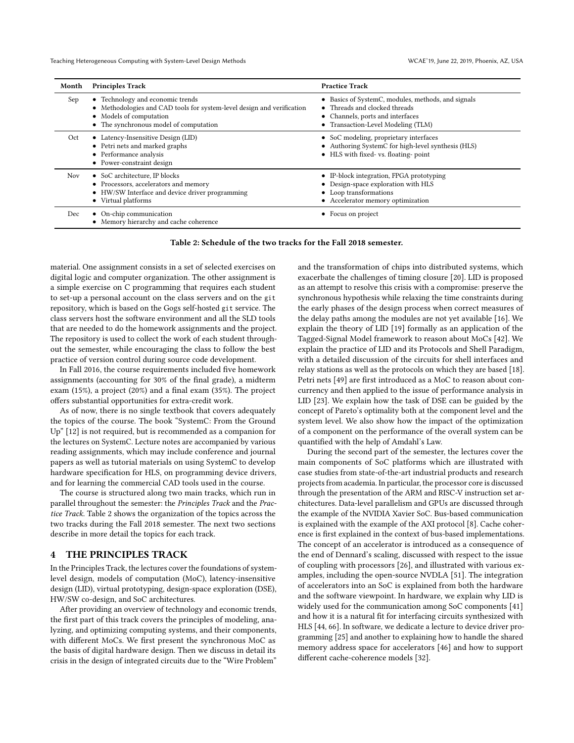| Month | Principles Track | Practice Track |
|---|---|---|
| Sep | • Technology and economic trends<br>• Methodologies and CAD tools for system-level design and verification<br>• Models of computation<br>• The synchronous model of computation | • Basics of SystemC, modules, methods, and signals<br>• Threads and clocked threads<br>• Channels, ports and interfaces<br>• Transaction-Level Modeling (TLM) |
| Oct | • Latency-Insensitive Design (LID)<br>• Petri nets and marked graphs<br>• Performance analysis<br>• Power-constraint design | • SoC modeling, proprietary interfaces<br>• Authoring SystemC for high-level synthesis (HLS)<br>• HLS with fixed- vs. floating- point |
| Nov | • SoC architecture, IP blocks<br>• Processors, accelerators and memory<br>• HW/SW Interface and device driver programming<br>• Virtual platforms | • IP-block integration, FPGA prototyping<br>• Design-space exploration with HLS<br>• Loop transformations<br>• Accelerator memory optimization |
| Dec | • On-chip communication<br>• Memory hierarchy and cache coherence | • Focus on project |

**Table 2: Schedule of the two tracks for the Fall 2018 semester.**

material. One assignment consists in a set of selected exercises on digital logic and computer organization. The other assignment is a simple exercise on C programming that requires each student to set-up a personal account on the class servers and on the git repository, which is based on the Gogs self-hosted git service. The class servers host the software environment and all the SLD tools that are needed to do the homework assignments and the project. The repository is used to collect the work of each student throughout the semester, while encouraging the class to follow the best practice of version control during source code development.

In Fall 2016, the course requirements included five homework assignments (accounting for 30% of the final grade), a midterm exam (15%), a project (20%) and a final exam (35%). The project offers substantial opportunities for extra-credit work.

As of now, there is no single textbook that covers adequately the topics of the course. The book "SystemC: From the Ground Up" [12] is not required, but is recommended as a companion for the lectures on SystemC. Lecture notes are accompanied by various reading assignments, which may include conference and journal papers as well as tutorial materials on using SystemC to develop hardware specification for HLS, on programming device drivers, and for learning the commercial CAD tools used in the course.

The course is structured along two main tracks, which run in parallel throughout the semester: the *Principles Track* and the *Practice Track*. Table 2 shows the organization of the topics across the two tracks during the Fall 2018 semester. The next two sections describe in more detail the topics for each track.

## 4 THE PRINCIPLES TRACK

In the Principles Track, the lectures cover the foundations of system-level design, models of computation (MoC), latency-insensitive design (LID), virtual prototyping, design-space exploration (DSE), HW/SW co-design, and SoC architectures.

After providing an overview of technology and economic trends, the first part of this track covers the principles of modeling, analyzing, and optimizing computing systems, and their components, with different MoCs. We first present the synchronous MoC as the basis of digital hardware design. Then we discuss in detail its crisis in the design of integrated circuits due to the "Wire Problem" and the transformation of chips into distributed systems, which exacerbate the challenges of timing closure [20]. LID is proposed as an attempt to resolve this crisis with a compromise: preserve the synchronous hypothesis while relaxing the time constraints during the early phases of the design process when correct measures of the delay paths among the modules are not yet available [16]. We explain the theory of LID [19] formally as an application of the Tagged-Signal Model framework to reason about MoCs [42]. We explain the practice of LID and its Protocols and Shell Paradigm, with a detailed discussion of the circuits for shell interfaces and relay stations as well as the protocols on which they are based [18]. Petri nets [49] are first introduced as a MoC to reason about concurrency and then applied to the issue of performance analysis in LID [23]. We explain how the task of DSE can be guided by the concept of Pareto's optimality both at the component level and the system level. We also show how the impact of the optimization of a component on the performance of the overall system can be quantified with the help of Amdahl's Law.

During the second part of the semester, the lectures cover the main components of SoC platforms which are illustrated with case studies from state-of-the-art industrial products and research projects from academia. In particular, the processor core is discussed through the presentation of the ARM and RISC-V instruction set architectures. Data-level parallelism and GPUs are discussed through the example of the NVIDIA Xavier SoC. Bus-based communication is explained with the example of the AXI protocol [8]. Cache coherence is first explained in the context of bus-based implementations. The concept of an accelerator is introduced as a consequence of the end of Dennard's scaling, discussed with respect to the issue of coupling with processors [26], and illustrated with various examples, including the open-source NVDLA [51]. The integration of accelerators into an SoC is explained from both the hardware and the software viewpoint. In hardware, we explain why LID is widely used for the communication among SoC components [41] and how it is a natural fit for interfacing circuits synthesized with HLS [44, 66]. In software, we dedicate a lecture to device driver programming [25] and another to explaining how to handle the shared memory address space for accelerators [46] and how to support different cache-coherence models [32].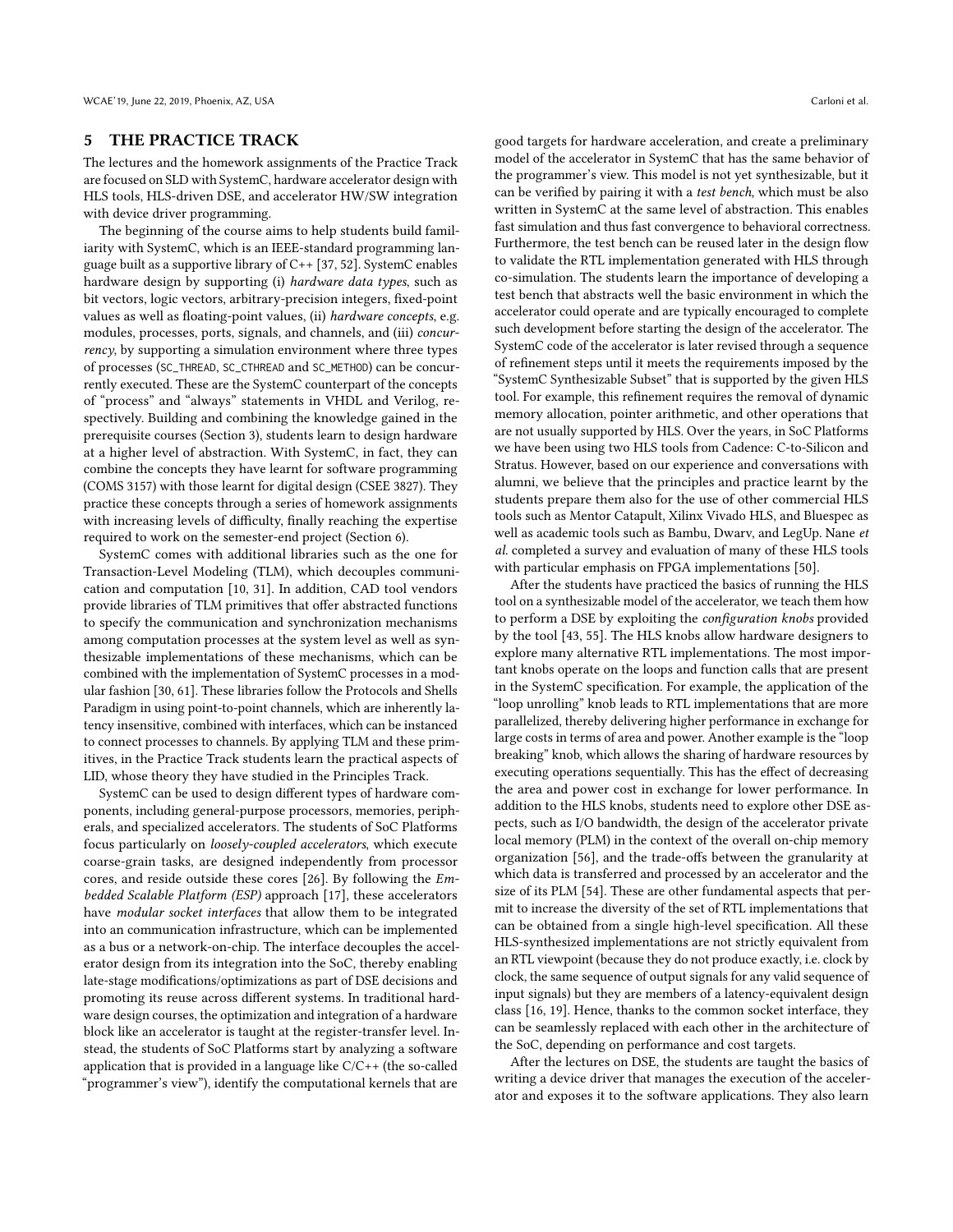## 5 THE PRACTICE TRACK

The lectures and the homework assignments of the Practice Track are focused on SLD with SystemC, hardware accelerator design with HLS tools, HLS-driven DSE, and accelerator HW/SW integration with device driver programming.

The beginning of the course aims to help students build familiarity with SystemC, which is an IEEE-standard programming language built as a supportive library of C++ [37, 52]. SystemC enables hardware design by supporting (i) *hardware data types*, such as bit vectors, logic vectors, arbitrary-precision integers, fixed-point values as well as floating-point values, (ii) *hardware concepts*, e.g. modules, processes, ports, signals, and channels, and (iii) *concurrency*, by supporting a simulation environment where three types of processes (SC_THREAD, SC_CTHREAD and SC_METHOD) can be concurrently executed. These are the SystemC counterpart of the concepts of "process" and "always" statements in VHDL and Verilog, respectively. Building and combining the knowledge gained in the prerequisite courses (Section 3), students learn to design hardware at a higher level of abstraction. With SystemC, in fact, they can combine the concepts they have learnt for software programming (COMS 3157) with those learnt for digital design (CSEE 3827). They practice these concepts through a series of homework assignments with increasing levels of difficulty, finally reaching the expertise required to work on the semester-end project (Section 6).

SystemC comes with additional libraries such as the one for Transaction-Level Modeling (TLM), which decouples communication and computation [10, 31]. In addition, CAD tool vendors provide libraries of TLM primitives that offer abstracted functions to specify the communication and synchronization mechanisms among computation processes at the system level as well as synthesizable implementations of these mechanisms, which can be combined with the implementation of SystemC processes in a modular fashion [30, 61]. These libraries follow the Protocols and Shells Paradigm in using point-to-point channels, which are inherently latency insensitive, combined with interfaces, which can be instanced to connect processes to channels. By applying TLM and these primitives, in the Practice Track students learn the practical aspects of LID, whose theory they have studied in the Principles Track.

SystemC can be used to design different types of hardware components, including general-purpose processors, memories, peripherals, and specialized accelerators. The students of SoC Platforms focus particularly on *loosely-coupled accelerators*, which execute coarse-grain tasks, are designed independently from processor cores, and reside outside these cores [26]. By following the *Embedded Scalable Platform (ESP)* approach [17], these accelerators have *modular socket interfaces* that allow them to be integrated into an communication infrastructure, which can be implemented as a bus or a network-on-chip. The interface decouples the accelerator design from its integration into the SoC, thereby enabling late-stage modifications/optimizations as part of DSE decisions and promoting its reuse across different systems. In traditional hardware design courses, the optimization and integration of a hardware block like an accelerator is taught at the register-transfer level. Instead, the students of SoC Platforms start by analyzing a software application that is provided in a language like C/C++ (the so-called "programmer's view"), identify the computational kernels that are good targets for hardware acceleration, and create a preliminary model of the accelerator in SystemC that has the same behavior of the programmer's view. This model is not yet synthesizable, but it can be verified by pairing it with a *test bench*, which must be also written in SystemC at the same level of abstraction. This enables fast simulation and thus fast convergence to behavioral correctness. Furthermore, the test bench can be reused later in the design flow to validate the RTL implementation generated with HLS through co-simulation. The students learn the importance of developing a test bench that abstracts well the basic environment in which the accelerator could operate and are typically encouraged to complete such development before starting the design of the accelerator. The SystemC code of the accelerator is later revised through a sequence of refinement steps until it meets the requirements imposed by the "SystemC Synthesizable Subset" that is supported by the given HLS tool. For example, this refinement requires the removal of dynamic memory allocation, pointer arithmetic, and other operations that are not usually supported by HLS. Over the years, in SoC Platforms we have been using two HLS tools from Cadence: C-to-Silicon and Stratus. However, based on our experience and conversations with alumni, we believe that the principles and practice learnt by the students prepare them also for the use of other commercial HLS tools such as Mentor Catapult, Xilinx Vivado HLS, and Bluespec as well as academic tools such as Bambu, Dwarv, and LegUp. Nane *et al.* completed a survey and evaluation of many of these HLS tools with particular emphasis on FPGA implementations [50].

After the students have practiced the basics of running the HLS tool on a synthesizable model of the accelerator, we teach them how to perform a DSE by exploiting the *configuration knobs* provided by the tool [43, 55]. The HLS knobs allow hardware designers to explore many alternative RTL implementations. The most important knobs operate on the loops and function calls that are present in the SystemC specification. For example, the application of the "loop unrolling" knob leads to RTL implementations that are more parallelized, thereby delivering higher performance in exchange for large costs in terms of area and power. Another example is the "loop breaking" knob, which allows the sharing of hardware resources by executing operations sequentially. This has the effect of decreasing the area and power cost in exchange for lower performance. In addition to the HLS knobs, students need to explore other DSE aspects, such as I/O bandwidth, the design of the accelerator private local memory (PLM) in the context of the overall on-chip memory organization [56], and the trade-offs between the granularity at which data is transferred and processed by an accelerator and the size of its PLM [54]. These are other fundamental aspects that permit to increase the diversity of the set of RTL implementations that can be obtained from a single high-level specification. All these HLS-synthesized implementations are not strictly equivalent from an RTL viewpoint (because they do not produce exactly, i.e. clock by clock, the same sequence of output signals for any valid sequence of input signals) but they are members of a latency-equivalent design class [16, 19]. Hence, thanks to the common socket interface, they can be seamlessly replaced with each other in the architecture of the SoC, depending on performance and cost targets.

After the lectures on DSE, the students are taught the basics of writing a device driver that manages the execution of the accelerator and exposes it to the software applications. They also learn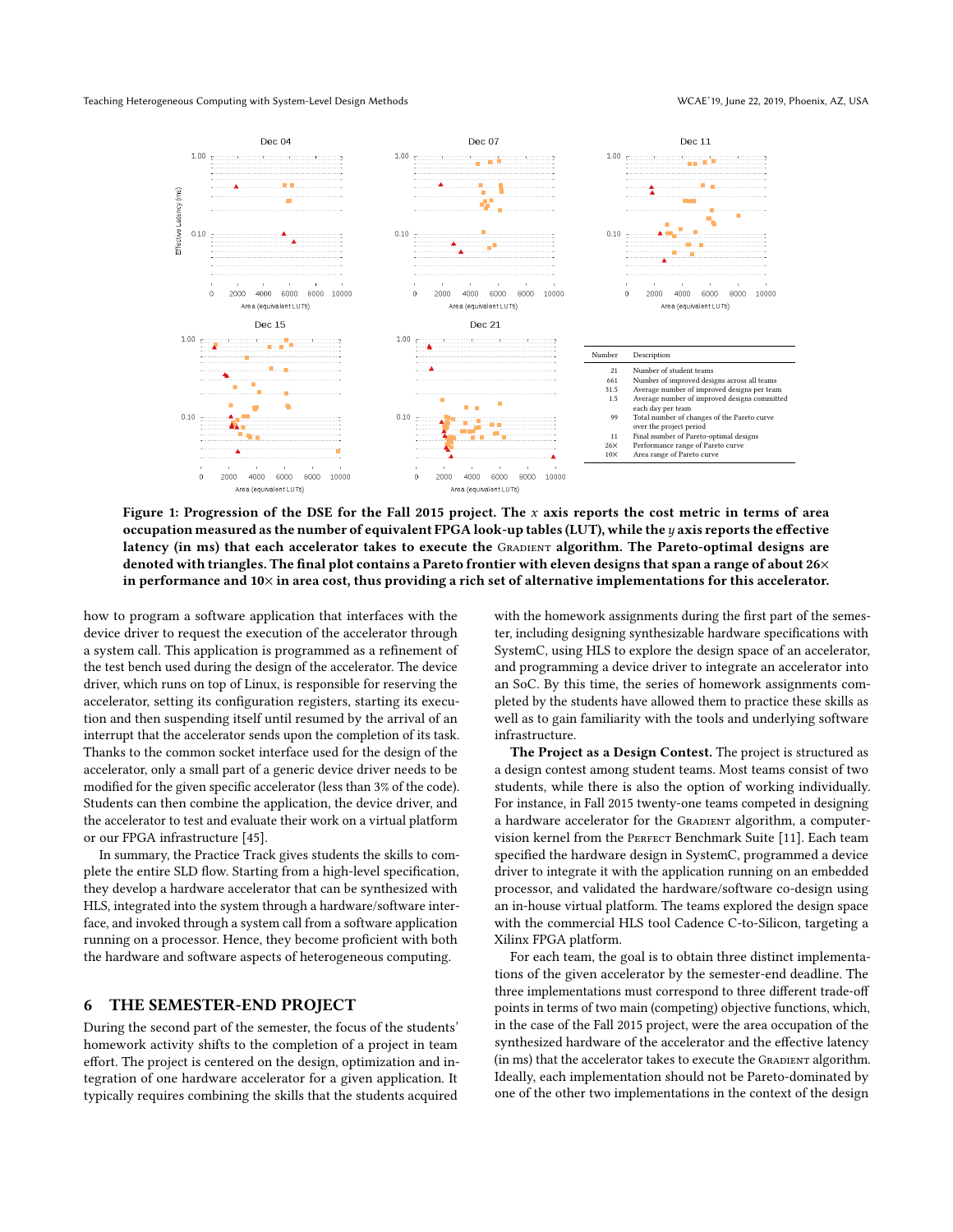| Number | Description |
|---|---|
| 21 | Number of student teams |
| 661 | Number of improved designs across all teams |
| 31.5 | Average number of improved designs per team |
| 1.5 | Average number of improved designs committed each day per team |
| 99 | Total number of changes of the Pareto curve over the project period |
| 11 | Final number of Pareto-optimal designs |
| 26× | Performance range of Pareto curve |
| 10× | Area range of Pareto curve |

**Figure 1: Progression of the DSE for the Fall 2015 project. The $x$ axis reports the cost metric in terms of area occupation measured as the number of equivalent FPGA look-up tables (LUT), while the $y$ axis reports the effective latency (in ms) that each accelerator takes to execute the Gradient algorithm. The Pareto-optimal designs are denoted with triangles. The final plot contains a Pareto frontier with eleven designs that span a range of about 26× in performance and 10× in area cost, thus providing a rich set of alternative implementations for this accelerator.**

how to program a software application that interfaces with the device driver to request the execution of the accelerator through a system call. This application is programmed as a refinement of the test bench used during the design of the accelerator. The device driver, which runs on top of Linux, is responsible for reserving the accelerator, setting its configuration registers, starting its execution and then suspending itself until resumed by the arrival of an interrupt that the accelerator sends upon the completion of its task. Thanks to the common socket interface used for the design of the accelerator, only a small part of a generic device driver needs to be modified for the given specific accelerator (less than 3% of the code). Students can then combine the application, the device driver, and the accelerator to test and evaluate their work on a virtual platform or our FPGA infrastructure [45].

In summary, the Practice Track gives students the skills to complete the entire SLD flow. Starting from a high-level specification, they develop a hardware accelerator that can be synthesized with HLS, integrated into the system through a hardware/software interface, and invoked through a system call from a software application running on a processor. Hence, they become proficient with both the hardware and software aspects of heterogeneous computing.

## 6 THE SEMESTER-END PROJECT

During the second part of the semester, the focus of the students' homework activity shifts to the completion of a project in team effort. The project is centered on the design, optimization and integration of one hardware accelerator for a given application. It typically requires combining the skills that the students acquired with the homework assignments during the first part of the semester, including designing synthesizable hardware specifications with SystemC, using HLS to explore the design space of an accelerator, and programming a device driver to integrate an accelerator into an SoC. By this time, the series of homework assignments completed by the students have allowed them to practice these skills as well as to gain familiarity with the tools and underlying software infrastructure.

**The Project as a Design Contest.** The project is structured as a design contest among student teams. Most teams consist of two students, while there is also the option of working individually. For instance, in Fall 2015 twenty-one teams competed in designing a hardware accelerator for the Gradient algorithm, a computer-vision kernel from the Perfect Benchmark Suite [11]. Each team specified the hardware design in SystemC, programmed a device driver to integrate it with the application running on an embedded processor, and validated the hardware/software co-design using an in-house virtual platform. The teams explored the design space with the commercial HLS tool Cadence C-to-Silicon, targeting a Xilinx FPGA platform.

For each team, the goal is to obtain three distinct implementations of the given accelerator by the semester-end deadline. The three implementations must correspond to three different trade-off points in terms of two main (competing) objective functions, which, in the case of the Fall 2015 project, were the area occupation of the synthesized hardware of the accelerator and the effective latency (in ms) that the accelerator takes to execute the Gradient algorithm. Ideally, each implementation should not be Pareto-dominated by one of the other two implementations in the context of the design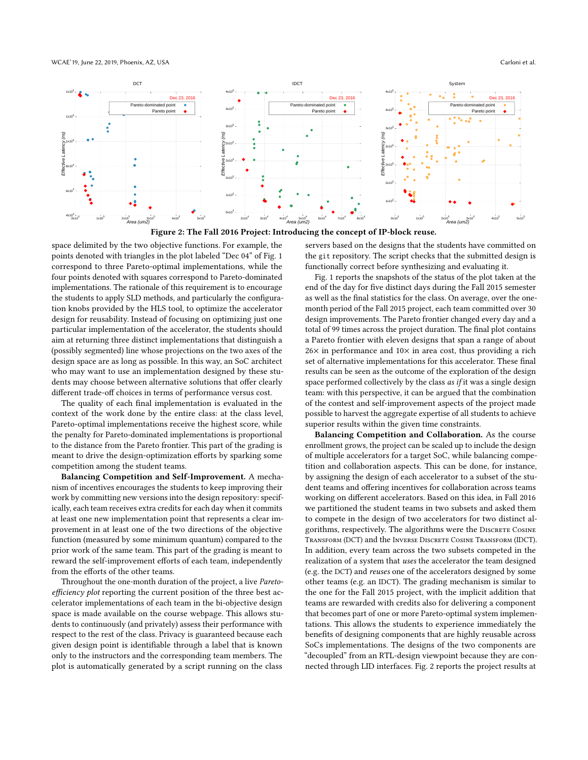DCT

Dec 23, 2016

Pareto-dominated point

Pareto point

Effective Latency (ns)

Area (um2)

IDCT

Dec 23, 2016

Pareto-dominated point

Pareto point

Effective Latency (ns)

Area (um2)

System

Dec 23, 2016

Pareto-dominated point

Pareto point

Effective Latency (ns)

Area (um2)

**Figure 2: The Fall 2016 Project: Introducing the concept of IP-block reuse.**

space delimited by the two objective functions. For example, the points denoted with triangles in the plot labeled "Dec 04" of Fig. 1 correspond to three Pareto-optimal implementations, while the four points denoted with squares correspond to Pareto-dominated implementations. The rationale of this requirement is to encourage the students to apply SLD methods, and particularly the configuration knobs provided by the HLS tool, to optimize the accelerator design for reusability. Instead of focusing on optimizing just one particular implementation of the accelerator, the students should aim at returning three distinct implementations that distinguish a (possibly segmented) line whose projections on the two axes of the design space are as long as possible. In this way, an SoC architect who may want to use an implementation designed by these students may choose between alternative solutions that offer clearly different trade-off choices in terms of performance versus cost.

The quality of each final implementation is evaluated in the context of the work done by the entire class: at the class level, Pareto-optimal implementations receive the highest score, while the penalty for Pareto-dominated implementations is proportional to the distance from the Pareto frontier. This part of the grading is meant to drive the design-optimization efforts by sparking some competition among the student teams.

**Balancing Competition and Self-Improvement.** A mechanism of incentives encourages the students to keep improving their work by committing new versions into the design repository: specifically, each team receives extra credits for each day when it commits at least one new implementation point that represents a clear improvement in at least one of the two directions of the objective function (measured by some minimum quantum) compared to the prior work of the same team. This part of the grading is meant to reward the self-improvement efforts of each team, independently from the efforts of the other teams.

Throughout the one-month duration of the project, a live *Pareto-efficiency plot* reporting the current position of the three best accelerator implementations of each team in the bi-objective design space is made available on the course webpage. This allows students to continuously (and privately) assess their performance with respect to the rest of the class. Privacy is guaranteed because each given design point is identifiable through a label that is known only to the instructors and the corresponding team members. The plot is automatically generated by a script running on the class servers based on the designs that the students have committed on the git repository. The script checks that the submitted design is functionally correct before synthesizing and evaluating it.

Fig. 1 reports the snapshots of the status of the plot taken at the end of the day for five distinct days during the Fall 2015 semester as well as the final statistics for the class. On average, over the one-month period of the Fall 2015 project, each team committed over 30 design improvements. The Pareto frontier changed every day and a total of 99 times across the project duration. The final plot contains a Pareto frontier with eleven designs that span a range of about 26× in performance and 10× in area cost, thus providing a rich set of alternative implementations for this accelerator. These final results can be seen as the outcome of the exploration of the design space performed collectively by the class *as if* it was a single design team: with this perspective, it can be argued that the combination of the contest and self-improvement aspects of the project made possible to harvest the aggregate expertise of all students to achieve superior results within the given time constraints.

**Balancing Competition and Collaboration.** As the course enrollment grows, the project can be scaled up to include the design of multiple accelerators for a target SoC, while balancing competition and collaboration aspects. This can be done, for instance, by assigning the design of each accelerator to a subset of the student teams and offering incentives for collaboration across teams working on different accelerators. Based on this idea, in Fall 2016 we partitioned the student teams in two subsets and asked them to compete in the design of two accelerators for two distinct algorithms, respectively. The algorithms were the Discrete Cosine Transform (DCT) and the Inverse Discrete Cosine Transform (IDCT). In addition, every team across the two subsets competed in the realization of a system that *uses* the accelerator the team designed (e.g. the DCT) and *reuses* one of the accelerators designed by some other teams (e.g. an IDCT). The grading mechanism is similar to the one for the Fall 2015 project, with the implicit addition that teams are rewarded with credits also for delivering a component that becomes part of one or more Pareto-optimal system implementations. This allows the students to experience immediately the benefits of designing components that are highly reusable across SoCs implementations. The designs of the two components are "decoupled" from an RTL-design viewpoint because they are connected through LID interfaces. Fig. 2 reports the project results at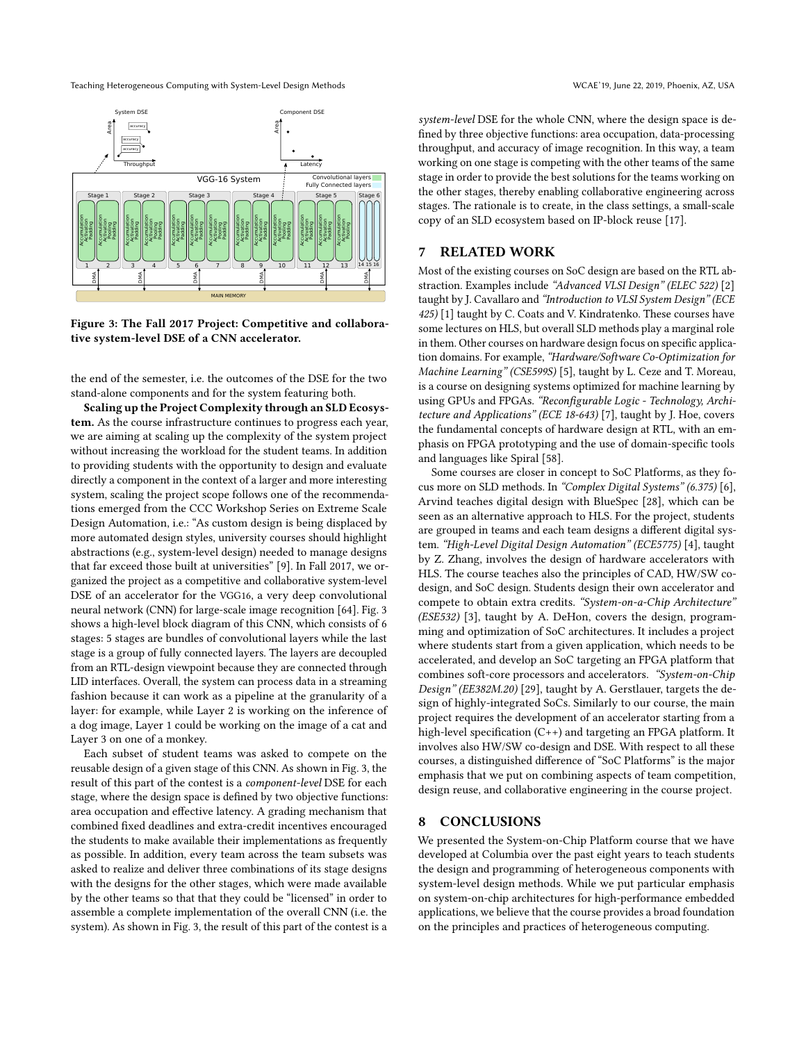Figure 3: The Fall 2017 Project: Competitive and collaborative system-level DSE of a CNN accelerator.

the end of the semester, i.e. the outcomes of the DSE for the two stand-alone components and for the system featuring both.

**Scaling up the Project Complexity through an SLD Ecosystem.** As the course infrastructure continues to progress each year, we are aiming at scaling up the complexity of the system project without increasing the workload for the student teams. In addition to providing students with the opportunity to design and evaluate directly a component in the context of a larger and more interesting system, scaling the project scope follows one of the recommendations emerged from the CCC Workshop Series on Extreme Scale Design Automation, i.e.: "As custom design is being displaced by more automated design styles, university courses should highlight abstractions (e.g., system-level design) needed to manage designs that far exceed those built at universities" [9]. In Fall 2017, we organized the project as a competitive and collaborative system-level DSE of an accelerator for the VGG16, a very deep convolutional neural network (CNN) for large-scale image recognition [64]. Fig. 3 shows a high-level block diagram of this CNN, which consists of 6 stages: 5 stages are bundles of convolutional layers while the last stage is a group of fully connected layers. The layers are decoupled from an RTL-design viewpoint because they are connected through LID interfaces. Overall, the system can process data in a streaming fashion because it can work as a pipeline at the granularity of a layer: for example, while Layer 2 is working on the inference of a dog image, Layer 1 could be working on the image of a cat and Layer 3 on one of a monkey.

Each subset of student teams was asked to compete on the reusable design of a given stage of this CNN. As shown in Fig. 3, the result of this part of the contest is a *component-level* DSE for each stage, where the design space is defined by two objective functions: area occupation and effective latency. A grading mechanism that combined fixed deadlines and extra-credit incentives encouraged the students to make available their implementations as frequently as possible. In addition, every team across the team subsets was asked to realize and deliver three combinations of its stage designs with the designs for the other stages, which were made available by the other teams so that that they could be "licensed" in order to assemble a complete implementation of the overall CNN (i.e. the system). As shown in Fig. 3, the result of this part of the contest is a *system-level* DSE for the whole CNN, where the design space is defined by three objective functions: area occupation, data-processing throughput, and accuracy of image recognition. In this way, a team working on one stage is competing with the other teams of the same stage in order to provide the best solutions for the teams working on the other stages, thereby enabling collaborative engineering across stages. The rationale is to create, in the class settings, a small-scale copy of an SLD ecosystem based on IP-block reuse [17].

## 7 RELATED WORK

Most of the existing courses on SoC design are based on the RTL abstraction. Examples include *"Advanced VLSI Design" (ELEC 522)* [2] taught by J. Cavallaro and *"Introduction to VLSI System Design" (ECE 425)* [1] taught by C. Coats and V. Kindratenko. These courses have some lectures on HLS, but overall SLD methods play a marginal role in them. Other courses on hardware design focus on specific application domains. For example, *"Hardware/Software Co-Optimization for Machine Learning" (CSE599S)* [5], taught by L. Ceze and T. Moreau, is a course on designing systems optimized for machine learning by using GPUs and FPGAs. *"Reconfigurable Logic - Technology, Architecture and Applications" (ECE 18-643)* [7], taught by J. Hoe, covers the fundamental concepts of hardware design at RTL, with an emphasis on FPGA prototyping and the use of domain-specific tools and languages like Spiral [58].

Some courses are closer in concept to SoC Platforms, as they focus more on SLD methods. In *"Complex Digital Systems" (6.375)* [6], Arvind teaches digital design with BlueSpec [28], which can be seen as an alternative approach to HLS. For the project, students are grouped in teams and each team designs a different digital system. *"High-Level Digital Design Automation" (ECE5775)* [4], taught by Z. Zhang, involves the design of hardware accelerators with HLS. The course teaches also the principles of CAD, HW/SW co-design, and SoC design. Students design their own accelerator and compete to obtain extra credits. *"System-on-a-Chip Architecture" (ESE532)* [3], taught by A. DeHon, covers the design, programming and optimization of SoC architectures. It includes a project where students start from a given application, which needs to be accelerated, and develop an SoC targeting an FPGA platform that combines soft-core processors and accelerators. *"System-on-Chip Design" (EE382M.20)* [29], taught by A. Gerstlauer, targets the design of highly-integrated SoCs. Similarly to our course, the main project requires the development of an accelerator starting from a high-level specification (C++) and targeting an FPGA platform. It involves also HW/SW co-design and DSE. With respect to all these courses, a distinguished difference of "SoC Platforms" is the major emphasis that we put on combining aspects of team competition, design reuse, and collaborative engineering in the course project.

## 8 CONCLUSIONS

We presented the System-on-Chip Platform course that we have developed at Columbia over the past eight years to teach students the design and programming of heterogeneous components with system-level design methods. While we put particular emphasis on system-on-chip architectures for high-performance embedded applications, we believe that the course provides a broad foundation on the principles and practices of heterogeneous computing.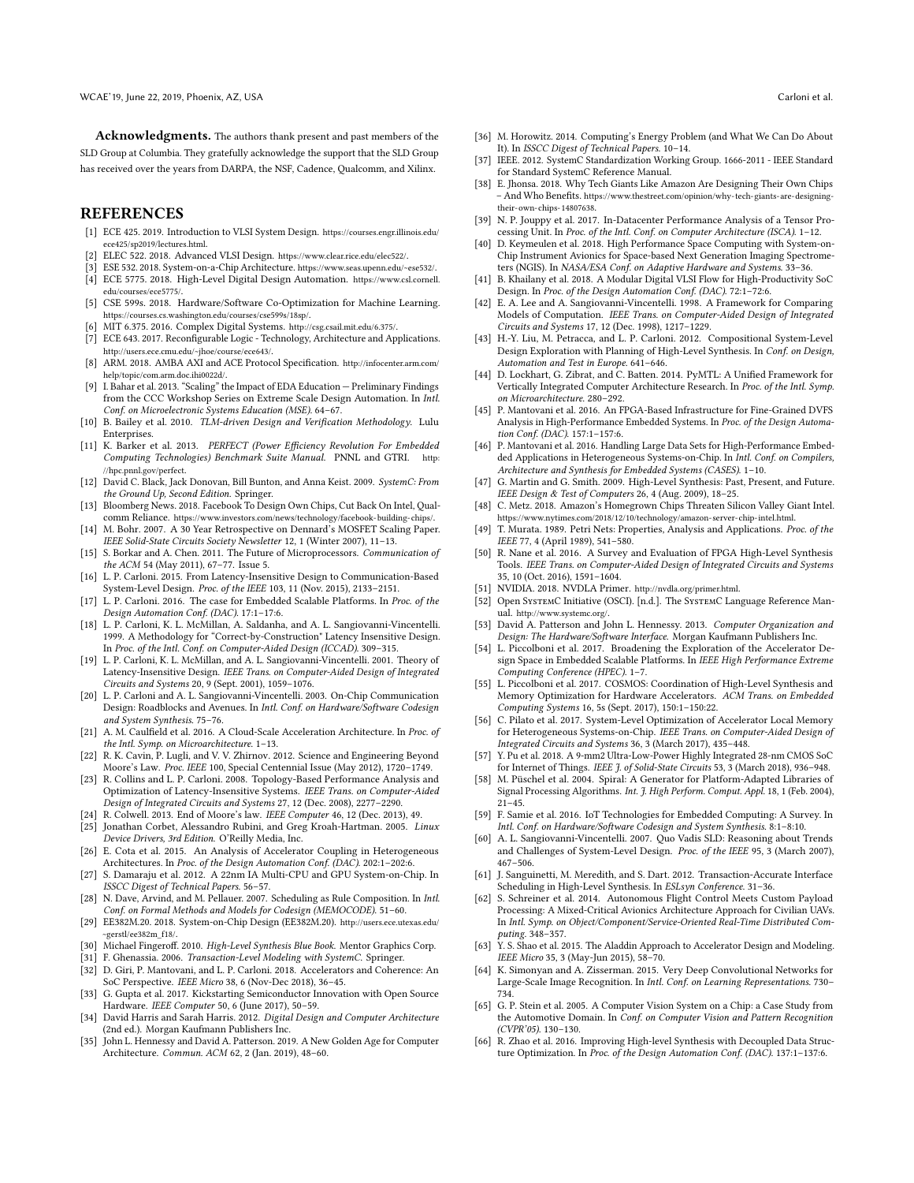**Acknowledgments.** The authors thank present and past members of the SLD Group at Columbia. They gratefully acknowledge the support that the SLD Group has received over the years from DARPA, the NSF, Cadence, Qualcomm, and Xilinx.

## REFERENCES

[1] ECE 425. 2019. Introduction to VLSI System Design. https://courses.engr.illinois.edu/ece425/sp2019/lectures.html.

[2] ELEC 522. 2018. Advanced VLSI Design. https://www.clear.rice.edu/elec522/.

[3] ESE 532. 2018. System-on-a-Chip Architecture. https://www.seas.upenn.edu/~ese532/.

[4] ECE 5775. 2018. High-Level Digital Design Automation. https://www.csl.cornell.edu/courses/ece5775/.

[5] CSE 599s. 2018. Hardware/Software Co-Optimization for Machine Learning. https://courses.cs.washington.edu/courses/cse599s/18sp/.

[6] MIT 6.375. 2016. Complex Digital Systems. http://csg.csail.mit.edu/6.375/.

[7] ECE 643. 2017. Reconfigurable Logic - Technology, Architecture and Applications. http://users.ece.cmu.edu/~jhoe/course/ece643/.

[8] ARM. 2018. AMBA AXI and ACE Protocol Specification. http://infocenter.arm.com/help/topic/com.arm.doc.ihi0022d/.

[9] I. Bahar et al. 2013. "Scaling" the Impact of EDA Education — Preliminary Findings from the CCC Workshop Series on Extreme Scale Design Automation. In *Intl. Conf. on Microelectronic Systems Education (MSE)*. 64–67.

[10] B. Bailey et al. 2010. *TLM-driven Design and Verification Methodology*. Lulu Enterprises.

[11] K. Barker et al. 2013. *PERFECT (Power Efficiency Revolution For Embedded Computing Technologies) Benchmark Suite Manual.* PNNL and GTRI. http://hpc.pnnl.gov/perfect.

[12] David C. Black, Jack Donovan, Bill Bunton, and Anna Keist. 2009. *SystemC: From the Ground Up, Second Edition.* Springer.

[13] Bloomberg News. 2018. Facebook To Design Own Chips, Cut Back On Intel, Qualcomm Reliance. https://www.investors.com/news/technology/facebook-building-chips/.

[14] M. Bohr. 2007. A 30 Year Retrospective on Dennard's MOSFET Scaling Paper. *IEEE Solid-State Circuits Society Newsletter* 12, 1 (Winter 2007), 11–13.

[15] S. Borkar and A. Chen. 2011. The Future of Microprocessors. *Communication of the ACM* 54 (May 2011), 67–77. Issue 5.

[16] L. P. Carloni. 2015. From Latency-Insensitive Design to Communication-Based System-Level Design. *Proc. of the IEEE* 103, 11 (Nov. 2015), 2133–2151.

[17] L. P. Carloni. 2016. The case for Embedded Scalable Platforms. In *Proc. of the Design Automation Conf. (DAC).* 17:1–17:6.

[18] L. P. Carloni, K. L. McMillan, A. Saldanha, and A. L. Sangiovanni-Vincentelli. 1999. A Methodology for "Correct-by-Construction" Latency Insensitive Design. In *Proc. of the Intl. Conf. on Computer-Aided Design (ICCAD).* 309–315.

[19] L. P. Carloni, K. L. McMillan, and A. L. Sangiovanni-Vincentelli. 2001. Theory of Latency-Insensitive Design. *IEEE Trans. on Computer-Aided Design of Integrated Circuits and Systems* 20, 9 (Sept. 2001), 1059–1076.

[20] L. P. Carloni and A. L. Sangiovanni-Vincentelli. 2003. On-Chip Communication Design: Roadblocks and Avenues. In *Intl. Conf. on Hardware/Software Codesign and System Synthesis.* 75–76.

[21] A. M. Caulfield et al. 2016. A Cloud-Scale Acceleration Architecture. In *Proc. of the Intl. Symp. on Microarchitecture.* 1–13.

[22] R. K. Cavin, P. Lugli, and V. V. Zhirnov. 2012. Science and Engineering Beyond Moore's Law. *Proc. IEEE* 100, Special Centennial Issue (May 2012), 1720–1749.

[23] R. Collins and L. P. Carloni. 2008. Topology-Based Performance Analysis and Optimization of Latency-Insensitive Systems. *IEEE Trans. on Computer-Aided Design of Integrated Circuits and Systems* 27, 12 (Dec. 2008), 2277–2290.

[24] R. Colwell. 2013. End of Moore's law. *IEEE Computer* 46, 12 (Dec. 2013), 49.

[25] Jonathan Corbet, Alessandro Rubini, and Greg Kroah-Hartman. 2005. *Linux Device Drivers, 3rd Edition.* O'Reilly Media, Inc.

[26] E. Cota et al. 2015. An Analysis of Accelerator Coupling in Heterogeneous Architectures. In *Proc. of the Design Automation Conf. (DAC).* 202:1–202:6.

[27] S. Damaraju et al. 2012. A 22nm IA Multi-CPU and GPU System-on-Chip. In *ISSCC Digest of Technical Papers.* 56–57.

[28] N. Dave, Arvind, and M. Pellauer. 2007. Scheduling as Rule Composition. In *Intl. Conf. on Formal Methods and Models for Codesign (MEMOCODE).* 51–60.

[29] EE382M.20. 2018. System-on-Chip Design (EE382M.20). http://users.ece.utexas.edu/~gerstl/ee382m_f18/.

[30] Michael Fingeroff. 2010. *High-Level Synthesis Blue Book.* Mentor Graphics Corp.

[31] F. Ghenassia. 2006. *Transaction-Level Modeling with SystemC.* Springer.

[32] D. Giri, P. Mantovani, and L. P. Carloni. 2018. Accelerators and Coherence: An SoC Perspective. *IEEE Micro* 38, 6 (Nov-Dec 2018), 36–45.

[33] G. Gupta et al. 2017. Kickstarting Semiconductor Innovation with Open Source Hardware. *IEEE Computer* 50, 6 (June 2017), 50–59.

[34] David Harris and Sarah Harris. 2012. *Digital Design and Computer Architecture* (2nd ed.). Morgan Kaufmann Publishers Inc.

[35] John L. Hennessy and David A. Patterson. 2019. A New Golden Age for Computer Architecture. *Commun. ACM* 62, 2 (Jan. 2019), 48–60.

[36] M. Horowitz. 2014. Computing's Energy Problem (and What We Can Do About It). In *ISSCC Digest of Technical Papers.* 10–14.

[37] IEEE. 2012. SystemC Standardization Working Group. 1666-2011 - IEEE Standard for Standard SystemC Reference Manual.

[38] E. Jhonsa. 2018. Why Tech Giants Like Amazon Are Designing Their Own Chips – And Who Benefits. https://www.thestreet.com/opinion/why-tech-giants-are-designing-their-own-chips-14807638.

[39] N. P. Jouppy et al. 2017. In-Datacenter Performance Analysis of a Tensor Processing Unit. In *Proc. of the Intl. Conf. on Computer Architecture (ISCA).* 1–12.

[40] D. Keymeulen et al. 2018. High Performance Space Computing with System-on-Chip Instrument Avionics for Space-based Next Generation Imaging Spectrometers (NGIS). In *NASA/ESA Conf. on Adaptive Hardware and Systems.* 33–36.

[41] B. Khailany et al. 2018. A Modular Digital VLSI Flow for High-Productivity SoC Design. In *Proc. of the Design Automation Conf. (DAC).* 72:1–72:6.

[42] E. A. Lee and A. Sangiovanni-Vincentelli. 1998. A Framework for Comparing Models of Computation. *IEEE Trans. on Computer-Aided Design of Integrated Circuits and Systems* 17, 12 (Dec. 1998), 1217–1229.

[43] H.-Y. Liu, M. Petracca, and L. P. Carloni. 2012. Compositional System-Level Design Exploration with Planning of High-Level Synthesis. In *Conf. on Design, Automation and Test in Europe.* 641–646.

[44] D. Lockhart, G. Zibrat, and C. Batten. 2014. PyMTL: A Unified Framework for Vertically Integrated Computer Architecture Research. In *Proc. of the Intl. Symp. on Microarchitecture.* 280–292.

[45] P. Mantovani et al. 2016. An FPGA-Based Infrastructure for Fine-Grained DVFS Analysis in High-Performance Embedded Systems. In *Proc. of the Design Automation Conf. (DAC).* 157:1–157:6.

[46] P. Mantovani et al. 2016. Handling Large Data Sets for High-Performance Embedded Applications in Heterogeneous Systems-on-Chip. In *Intl. Conf. on Compilers, Architecture and Synthesis for Embedded Systems (CASES).* 1–10.

[47] G. Martin and G. Smith. 2009. High-Level Synthesis: Past, Present, and Future. *IEEE Design & Test of Computers* 26, 4 (Aug. 2009), 18–25.

[48] C. Metz. 2018. Amazon's Homegrown Chips Threaten Silicon Valley Giant Intel. https://www.nytimes.com/2018/12/10/technology/amazon-server-chip-intel.html.

[49] T. Murata. 1989. Petri Nets: Properties, Analysis and Applications. *Proc. of the IEEE* 77, 4 (April 1989), 541–580.

[50] R. Nane et al. 2016. A Survey and Evaluation of FPGA High-Level Synthesis Tools. *IEEE Trans. on Computer-Aided Design of Integrated Circuits and Systems* 35, 10 (Oct. 2016), 1591–1604.

[51] NVIDIA. 2018. NVDLA Primer. http://nvdla.org/primer.html.

[52] Open SystemC Initiative (OSCI). [n.d.]. The SystemC Language Reference Manual. http://www.systemc.org/.

[53] David A. Patterson and John L. Hennessy. 2013. *Computer Organization and Design: The Hardware/Software Interface.* Morgan Kaufmann Publishers Inc.

[54] L. Piccolboni et al. 2017. Broadening the Exploration of the Accelerator Design Space in Embedded Scalable Platforms. In *IEEE High Performance Extreme Computing Conference (HPEC).* 1–7.

[55] L. Piccolboni et al. 2017. COSMOS: Coordination of High-Level Synthesis and Memory Optimization for Hardware Accelerators. *ACM Trans. on Embedded Computing Systems* 16, 5s (Sept. 2017), 150:1–150:22.

[56] C. Pilato et al. 2017. System-Level Optimization of Accelerator Local Memory for Heterogeneous Systems-on-Chip. *IEEE Trans. on Computer-Aided Design of Integrated Circuits and Systems* 36, 3 (March 2017), 435–448.

[57] Y. Pu et al. 2018. A 9-mm2 Ultra-Low-Power Highly Integrated 28-nm CMOS SoC for Internet of Things. *IEEE J. of Solid-State Circuits* 53, 3 (March 2018), 936–948.

[58] M. Püschel et al. 2004. Spiral: A Generator for Platform-Adapted Libraries of Signal Processing Algorithms. *Int. J. High Perform. Comput. Appl.* 18, 1 (Feb. 2004), 21–45.

[59] F. Samie et al. 2016. IoT Technologies for Embedded Computing: A Survey. In *Intl. Conf. on Hardware/Software Codesign and System Synthesis.* 8:1–8:10.

[60] A. L. Sangiovanni-Vincentelli. 2007. Quo Vadis SLD: Reasoning about Trends and Challenges of System-Level Design. *Proc. of the IEEE* 95, 3 (March 2007), 467–506.

[61] J. Sanguinetti, M. Meredith, and S. Dart. 2012. Transaction-Accurate Interface Scheduling in High-Level Synthesis. In *ESLsyn Conference.* 31–36.

[62] S. Schreiner et al. 2014. Autonomous Flight Control Meets Custom Payload Processing: A Mixed-Critical Avionics Architecture Approach for Civilian UAVs. In *Intl. Symp. on Object/Component/Service-Oriented Real-Time Distributed Computing.* 348–357.

[63] Y. S. Shao et al. 2015. The Aladdin Approach to Accelerator Design and Modeling. *IEEE Micro* 35, 3 (May-Jun 2015), 58–70.

[64] K. Simonyan and A. Zisserman. 2015. Very Deep Convolutional Networks for Large-Scale Image Recognition. In *Intl. Conf. on Learning Representations.* 730–734.

[65] G. P. Stein et al. 2005. A Computer Vision System on a Chip: a Case Study from the Automotive Domain. In *Conf. on Computer Vision and Pattern Recognition (CVPR'05).* 130–130.

[66] R. Zhao et al. 2016. Improving High-level Synthesis with Decoupled Data Structure Optimization. In *Proc. of the Design Automation Conf. (DAC).* 137:1–137:6.